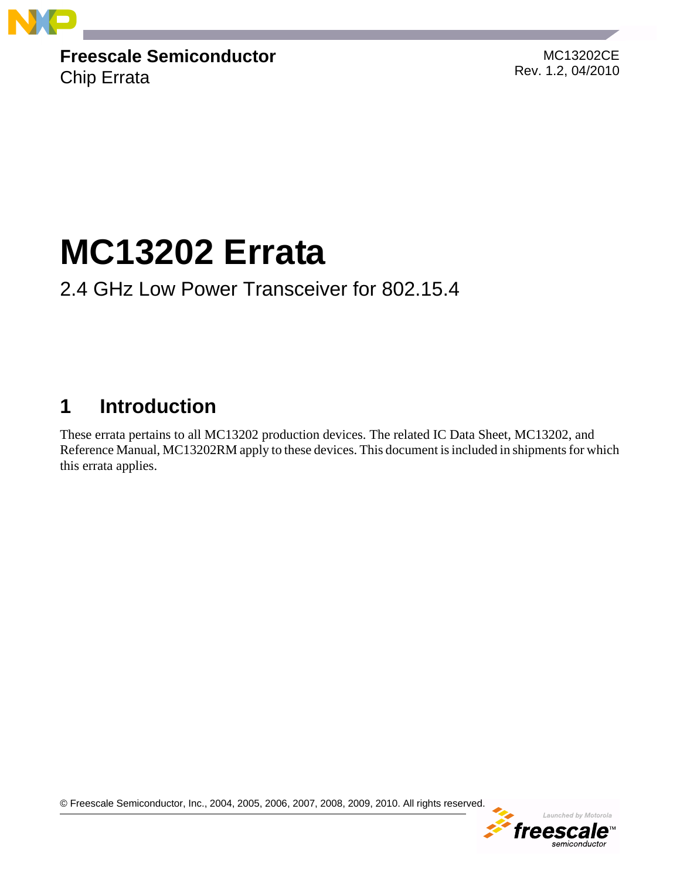**Freescale Semiconductor**
Chip Errata

MC13202CE
Rev. 1.2, 04/2010

# MC13202 Errata

2.4 GHz Low Power Transceiver for 802.15.4

## 1 Introduction

These errata pertains to all MC13202 production devices. The related IC Data Sheet, MC13202, and Reference Manual, MC13202RM apply to these devices. This document is included in shipments for which this errata applies.

© Freescale Semiconductor, Inc., 2004, 2005, 2006, 2007, 2008, 2009, 2010. All rights reserved.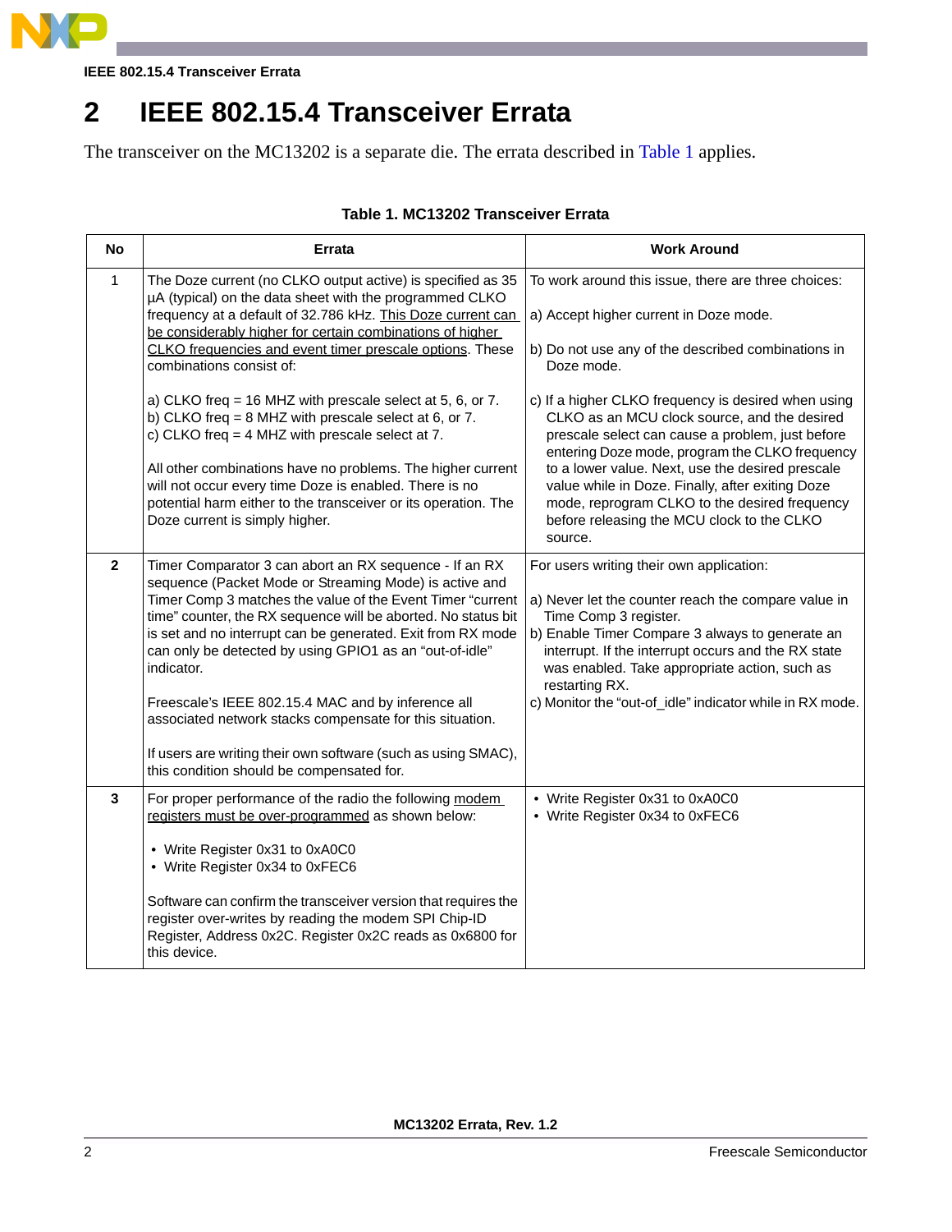# 2 IEEE 802.15.4 Transceiver Errata

The transceiver on the MC13202 is a separate die. The errata described in Table 1 applies.

**Table 1. MC13202 Transceiver Errata**

| No | Errata | Work Around |
|---|---|---|
| 1 | The Doze current (no CLKO output active) is specified as 35 µA (typical) on the data sheet with the programmed CLKO frequency at a default of 32.786 kHz. This Doze current can be considerably higher for certain combinations of higher CLKO frequencies and event timer prescale options. These combinations consist of:<br><br>a) CLKO freq = 16 MHZ with prescale select at 5, 6, or 7.<br>b) CLKO freq = 8 MHZ with prescale select at 6, or 7.<br>c) CLKO freq = 4 MHZ with prescale select at 7.<br><br>All other combinations have no problems. The higher current will not occur every time Doze is enabled. There is no potential harm either to the transceiver or its operation. The Doze current is simply higher. | To work around this issue, there are three choices:<br><br>a) Accept higher current in Doze mode.<br><br>b) Do not use any of the described combinations in Doze mode.<br><br>c) If a higher CLKO frequency is desired when using CLKO as an MCU clock source, and the desired prescale select can cause a problem, just before entering Doze mode, program the CLKO frequency to a lower value. Next, use the desired prescale value while in Doze. Finally, after exiting Doze mode, reprogram CLKO to the desired frequency before releasing the MCU clock to the CLKO source. |
| **2** | Timer Comparator 3 can abort an RX sequence - If an RX sequence (Packet Mode or Streaming Mode) is active and Timer Comp 3 matches the value of the Event Timer "current time" counter, the RX sequence will be aborted. No status bit is set and no interrupt can be generated. Exit from RX mode can only be detected by using GPIO1 as an "out-of-idle" indicator.<br><br>Freescale's IEEE 802.15.4 MAC and by inference all associated network stacks compensate for this situation.<br><br>If users are writing their own software (such as using SMAC), this condition should be compensated for. | For users writing their own application:<br><br>a) Never let the counter reach the compare value in Time Comp 3 register.<br>b) Enable Timer Compare 3 always to generate an interrupt. If the interrupt occurs and the RX state was enabled. Take appropriate action, such as restarting RX.<br>c) Monitor the "out-of_idle" indicator while in RX mode. |
| **3** | For proper performance of the radio the following modem registers must be over-programmed as shown below:<br><br>• Write Register 0x31 to 0xA0C0<br>• Write Register 0x34 to 0xFEC6<br><br>Software can confirm the transceiver version that requires the register over-writes by reading the modem SPI Chip-ID Register, Address 0x2C. Register 0x2C reads as 0x6800 for this device. | • Write Register 0x31 to 0xA0C0<br>• Write Register 0x34 to 0xFEC6 |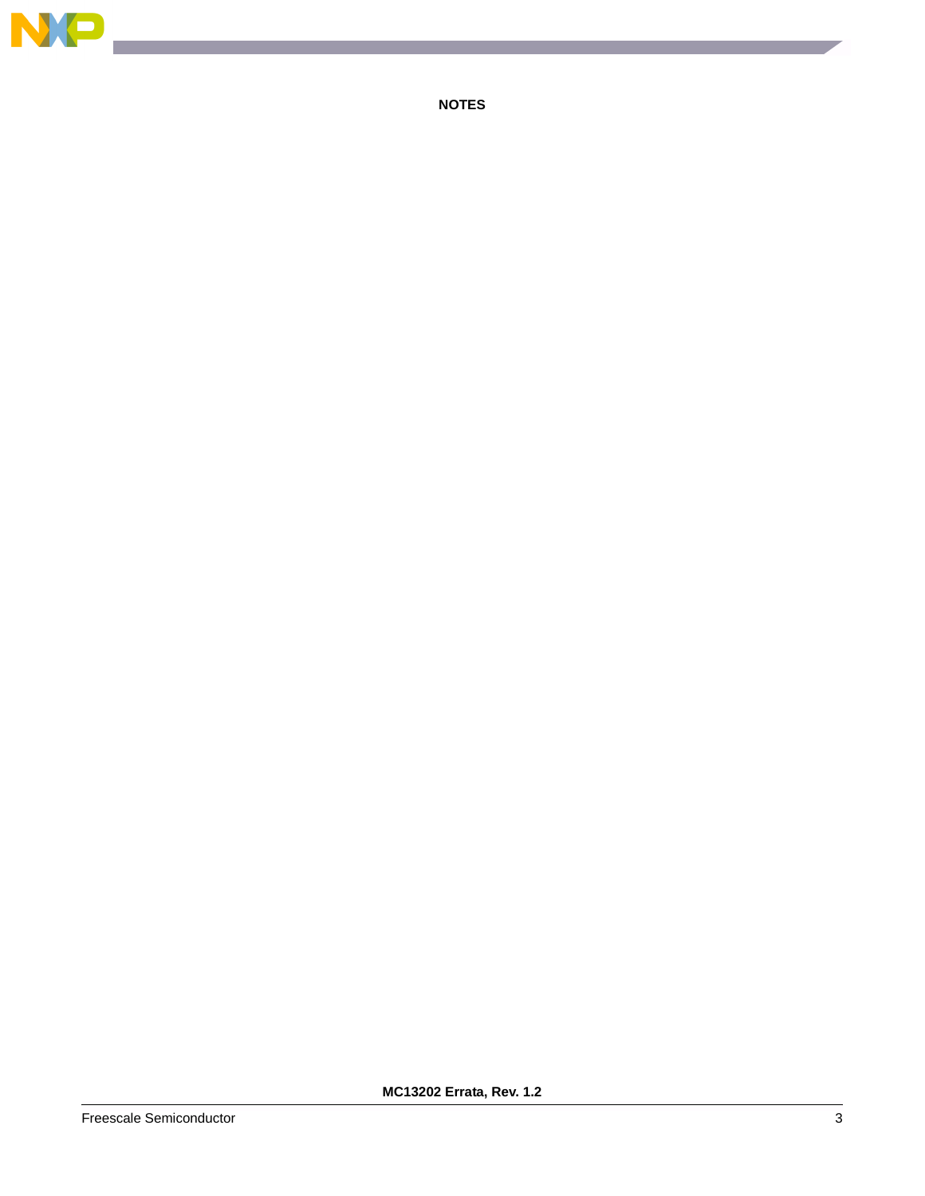**NOTES**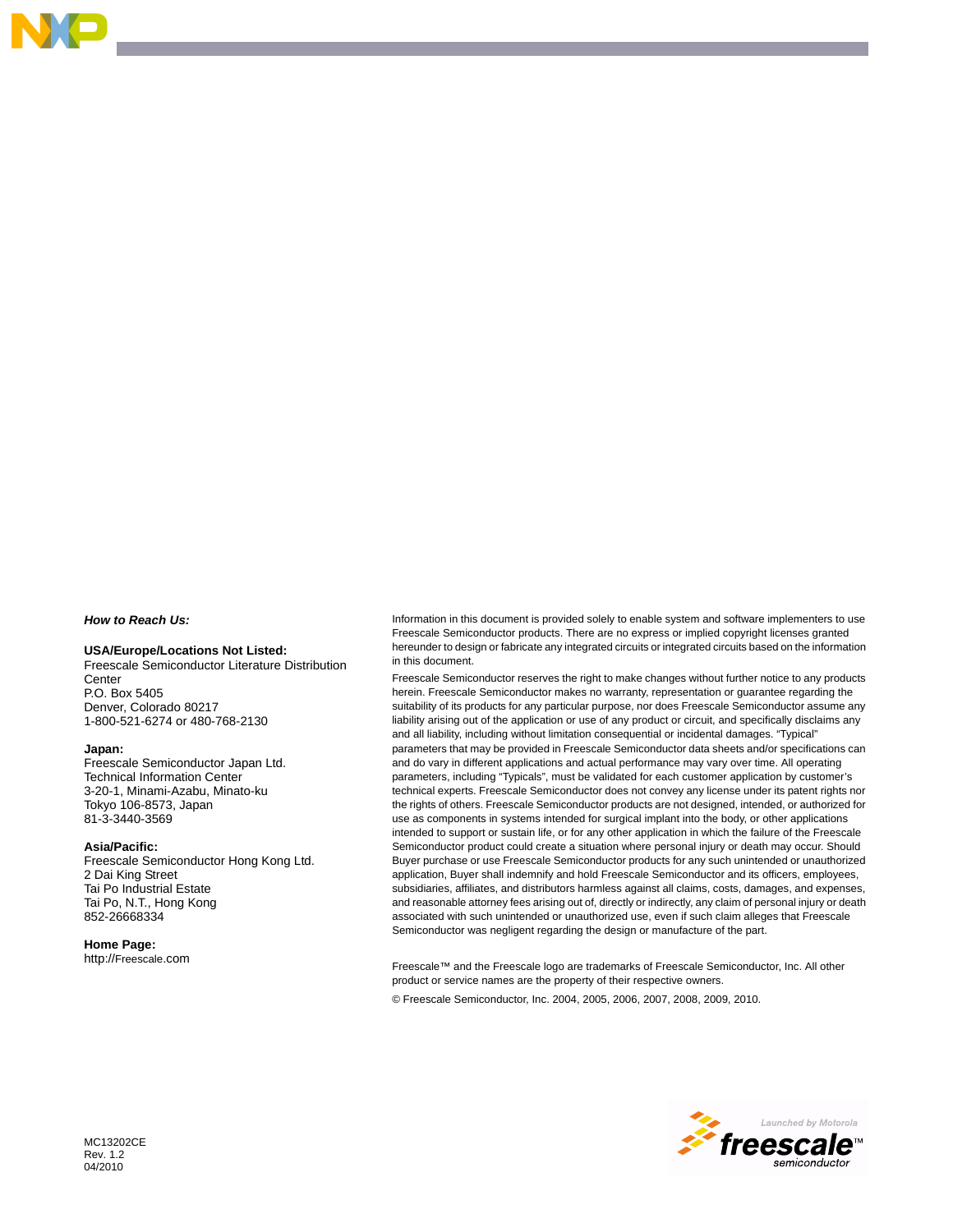***How to Reach Us:***

**USA/Europe/Locations Not Listed:**
Freescale Semiconductor Literature Distribution Center
P.O. Box 5405
Denver, Colorado 80217
1-800-521-6274 or 480-768-2130

**Japan:**
Freescale Semiconductor Japan Ltd.
Technical Information Center
3-20-1, Minami-Azabu, Minato-ku
Tokyo 106-8573, Japan
81-3-3440-3569

**Asia/Pacific:**
Freescale Semiconductor Hong Kong Ltd.
2 Dai King Street
Tai Po Industrial Estate
Tai Po, N.T., Hong Kong
852-26668334

**Home Page:**
http://Freescale.com

Information in this document is provided solely to enable system and software implementers to use Freescale Semiconductor products. There are no express or implied copyright licenses granted hereunder to design or fabricate any integrated circuits or integrated circuits based on the information in this document.

Freescale Semiconductor reserves the right to make changes without further notice to any products herein. Freescale Semiconductor makes no warranty, representation or guarantee regarding the suitability of its products for any particular purpose, nor does Freescale Semiconductor assume any liability arising out of the application or use of any product or circuit, and specifically disclaims any and all liability, including without limitation consequential or incidental damages. "Typical" parameters that may be provided in Freescale Semiconductor data sheets and/or specifications can and do vary in different applications and actual performance may vary over time. All operating parameters, including "Typicals", must be validated for each customer application by customer's technical experts. Freescale Semiconductor does not convey any license under its patent rights nor the rights of others. Freescale Semiconductor products are not designed, intended, or authorized for use as components in systems intended for surgical implant into the body, or other applications intended to support or sustain life, or for any other application in which the failure of the Freescale Semiconductor product could create a situation where personal injury or death may occur. Should Buyer purchase or use Freescale Semiconductor products for any such unintended or unauthorized application, Buyer shall indemnify and hold Freescale Semiconductor and its officers, employees, subsidiaries, affiliates, and distributors harmless against all claims, costs, damages, and expenses, and reasonable attorney fees arising out of, directly or indirectly, any claim of personal injury or death associated with such unintended or unauthorized use, even if such claim alleges that Freescale Semiconductor was negligent regarding the design or manufacture of the part.

Freescale™ and the Freescale logo are trademarks of Freescale Semiconductor, Inc. All other product or service names are the property of their respective owners.

© Freescale Semiconductor, Inc. 2004, 2005, 2006, 2007, 2008, 2009, 2010.

MC13202CE
Rev. 1.2
04/2010